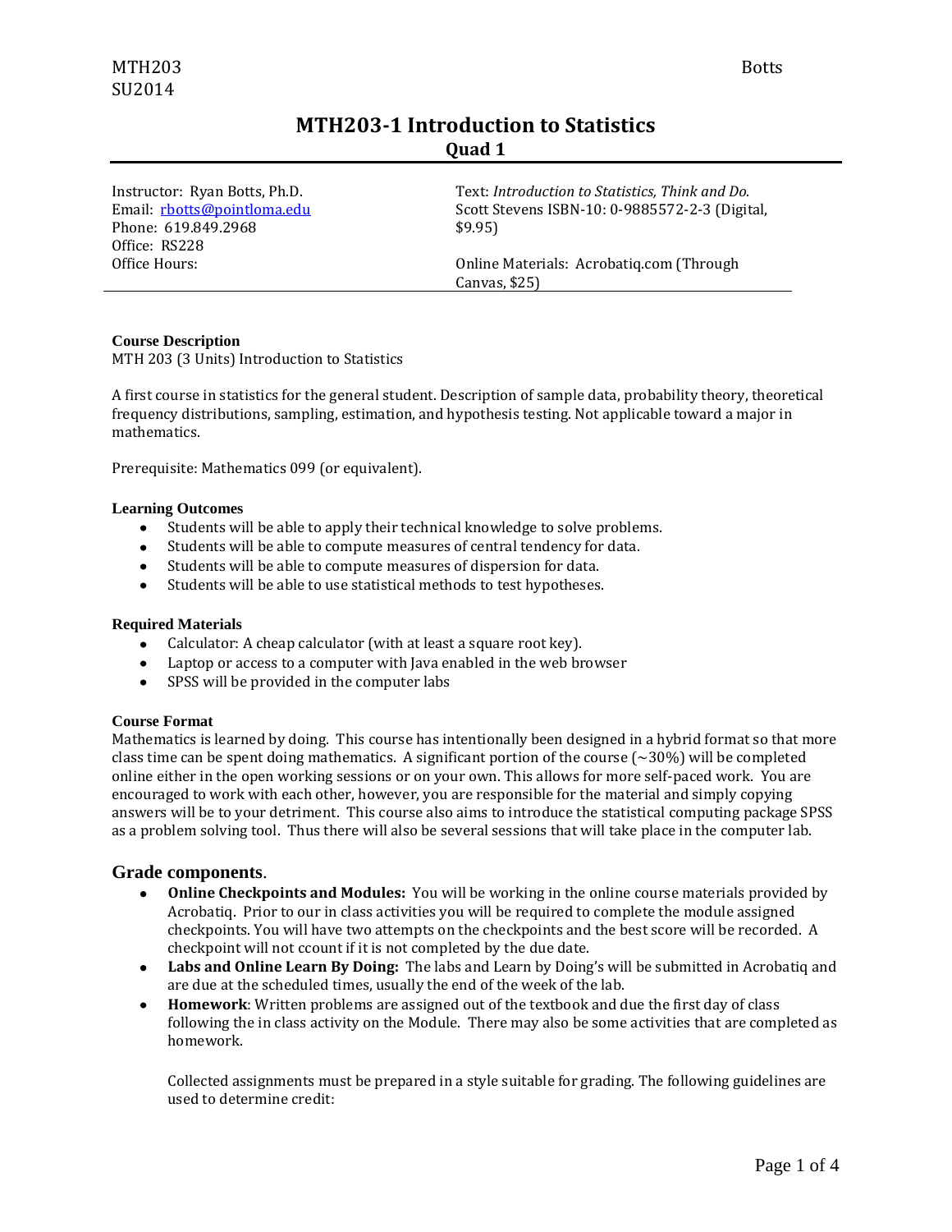# MTH203-1 Introduction to Statistics

## Quad 1

Instructor: Ryan Botts, Ph.D.
Email: rbotts@pointloma.edu
Phone: 619.849.2968
Office: RS228
Office Hours:

Text: *Introduction to Statistics, Think and Do.* Scott Stevens ISBN-10: 0-9885572-2-3 (Digital, $9.95)

Online Materials: Acrobatiq.com (Through Canvas, $25)

**Course Description**

MTH 203 (3 Units) Introduction to Statistics

A first course in statistics for the general student. Description of sample data, probability theory, theoretical frequency distributions, sampling, estimation, and hypothesis testing. Not applicable toward a major in mathematics.

Prerequisite: Mathematics 099 (or equivalent).

**Learning Outcomes**

- Students will be able to apply their technical knowledge to solve problems.
- Students will be able to compute measures of central tendency for data.
- Students will be able to compute measures of dispersion for data.
- Students will be able to use statistical methods to test hypotheses.

**Required Materials**

- Calculator: A cheap calculator (with at least a square root key).
- Laptop or access to a computer with Java enabled in the web browser
- SPSS will be provided in the computer labs

**Course Format**

Mathematics is learned by doing. This course has intentionally been designed in a hybrid format so that more class time can be spent doing mathematics. A significant portion of the course (~30%) will be completed online either in the open working sessions or on your own. This allows for more self-paced work. You are encouraged to work with each other, however, you are responsible for the material and simply copying answers will be to your detriment. This course also aims to introduce the statistical computing package SPSS as a problem solving tool. Thus there will also be several sessions that will take place in the computer lab.

## Grade components.

- **Online Checkpoints and Modules:** You will be working in the online course materials provided by Acrobatiq. Prior to our in class activities you will be required to complete the module assigned checkpoints. You will have two attempts on the checkpoints and the best score will be recorded. A checkpoint will not ccount if it is not completed by the due date.
- **Labs and Online Learn By Doing:** The labs and Learn by Doing's will be submitted in Acrobatiq and are due at the scheduled times, usually the end of the week of the lab.
- **Homework**: Written problems are assigned out of the textbook and due the first day of class following the in class activity on the Module. There may also be some activities that are completed as homework.

  Collected assignments must be prepared in a style suitable for grading. The following guidelines are used to determine credit: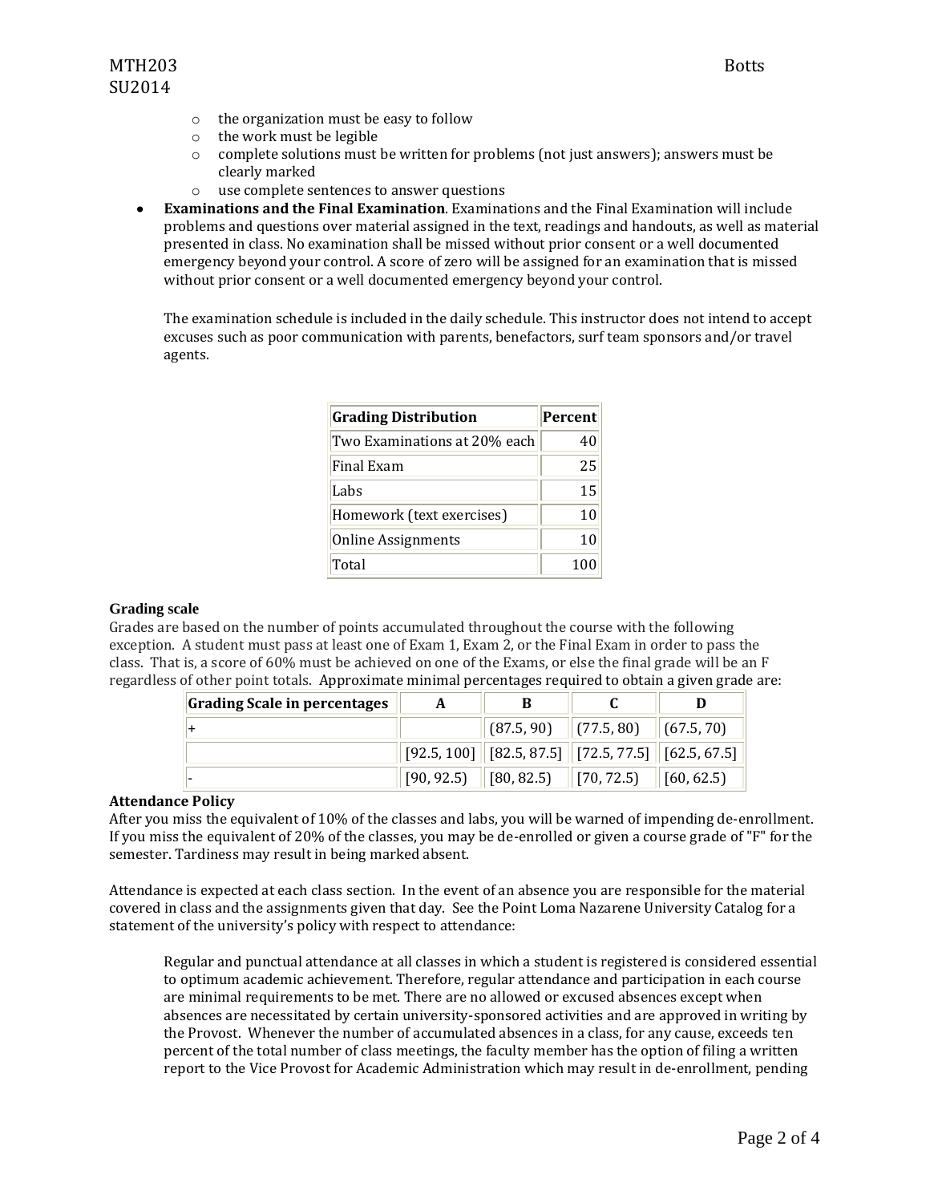- the organization must be easy to follow
  - the work must be legible
  - complete solutions must be written for problems (not just answers); answers must be clearly marked
  - use complete sentences to answer questions
- **Examinations and the Final Examination**. Examinations and the Final Examination will include problems and questions over material assigned in the text, readings and handouts, as well as material presented in class. No examination shall be missed without prior consent or a well documented emergency beyond your control. A score of zero will be assigned for an examination that is missed without prior consent or a well documented emergency beyond your control.

  The examination schedule is included in the daily schedule. This instructor does not intend to accept excuses such as poor communication with parents, benefactors, surf team sponsors and/or travel agents.

| Grading Distribution | Percent |
|---|---|
| Two Examinations at 20% each | 40 |
| Final Exam | 25 |
| Labs | 15 |
| Homework (text exercises) | 10 |
| Online Assignments | 10 |
| Total | 100 |

**Grading scale**

Grades are based on the number of points accumulated throughout the course with the following exception. A student must pass at least one of Exam 1, Exam 2, or the Final Exam in order to pass the class. That is, a score of 60% must be achieved on one of the Exams, or else the final grade will be an F regardless of other point totals. Approximate minimal percentages required to obtain a given grade are:

| Grading Scale in percentages | A | B | C | D |
|---|---|---|---|---|
| + | | (87.5, 90) | (77.5, 80) | (67.5, 70) |
| | [92.5, 100] | [82.5, 87.5] | [72.5, 77.5] | [62.5, 67.5] |
| - | [90, 92.5) | [80, 82.5) | [70, 72.5) | [60, 62.5) |

**Attendance Policy**

After you miss the equivalent of 10% of the classes and labs, you will be warned of impending de-enrollment. If you miss the equivalent of 20% of the classes, you may be de-enrolled or given a course grade of "F" for the semester. Tardiness may result in being marked absent.

Attendance is expected at each class section. In the event of an absence you are responsible for the material covered in class and the assignments given that day. See the Point Loma Nazarene University Catalog for a statement of the university's policy with respect to attendance:

> Regular and punctual attendance at all classes in which a student is registered is considered essential to optimum academic achievement. Therefore, regular attendance and participation in each course are minimal requirements to be met. There are no allowed or excused absences except when absences are necessitated by certain university-sponsored activities and are approved in writing by the Provost. Whenever the number of accumulated absences in a class, for any cause, exceeds ten percent of the total number of class meetings, the faculty member has the option of filing a written report to the Vice Provost for Academic Administration which may result in de-enrollment, pending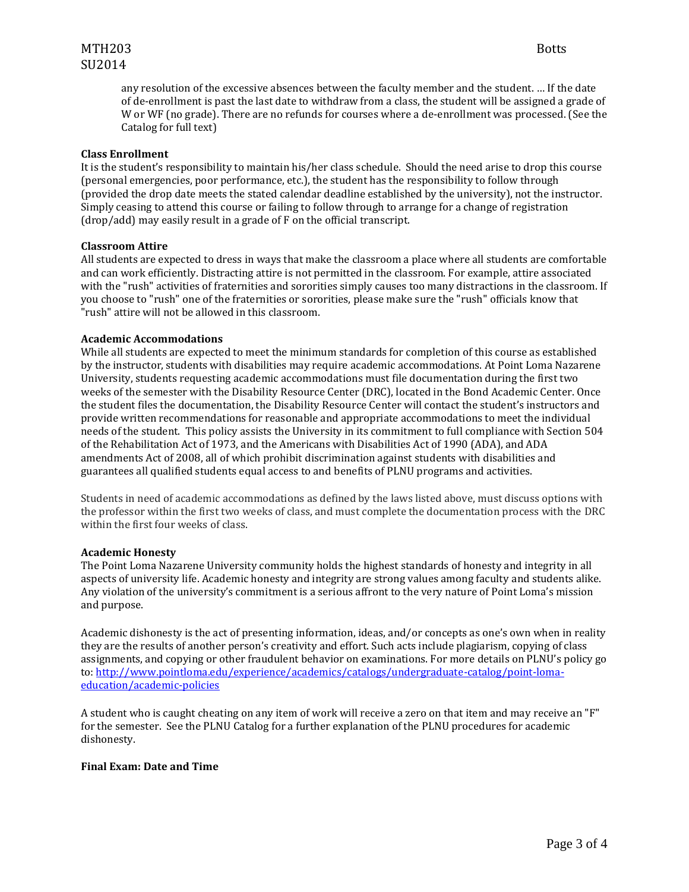> any resolution of the excessive absences between the faculty member and the student. … If the date of de-enrollment is past the last date to withdraw from a class, the student will be assigned a grade of W or WF (no grade). There are no refunds for courses where a de-enrollment was processed. (See the Catalog for full text)

**Class Enrollment**
It is the student's responsibility to maintain his/her class schedule. Should the need arise to drop this course (personal emergencies, poor performance, etc.), the student has the responsibility to follow through (provided the drop date meets the stated calendar deadline established by the university), not the instructor. Simply ceasing to attend this course or failing to follow through to arrange for a change of registration (drop/add) may easily result in a grade of F on the official transcript.

**Classroom Attire**
All students are expected to dress in ways that make the classroom a place where all students are comfortable and can work efficiently. Distracting attire is not permitted in the classroom. For example, attire associated with the "rush" activities of fraternities and sororities simply causes too many distractions in the classroom. If you choose to "rush" one of the fraternities or sororities, please make sure the "rush" officials know that "rush" attire will not be allowed in this classroom.

**Academic Accommodations**
While all students are expected to meet the minimum standards for completion of this course as established by the instructor, students with disabilities may require academic accommodations. At Point Loma Nazarene University, students requesting academic accommodations must file documentation during the first two weeks of the semester with the Disability Resource Center (DRC), located in the Bond Academic Center. Once the student files the documentation, the Disability Resource Center will contact the student's instructors and provide written recommendations for reasonable and appropriate accommodations to meet the individual needs of the student. This policy assists the University in its commitment to full compliance with Section 504 of the Rehabilitation Act of 1973, and the Americans with Disabilities Act of 1990 (ADA), and ADA amendments Act of 2008, all of which prohibit discrimination against students with disabilities and guarantees all qualified students equal access to and benefits of PLNU programs and activities.

Students in need of academic accommodations as defined by the laws listed above, must discuss options with the professor within the first two weeks of class, and must complete the documentation process with the DRC within the first four weeks of class.

**Academic Honesty**
The Point Loma Nazarene University community holds the highest standards of honesty and integrity in all aspects of university life. Academic honesty and integrity are strong values among faculty and students alike. Any violation of the university's commitment is a serious affront to the very nature of Point Loma's mission and purpose.

Academic dishonesty is the act of presenting information, ideas, and/or concepts as one's own when in reality they are the results of another person's creativity and effort. Such acts include plagiarism, copying of class assignments, and copying or other fraudulent behavior on examinations. For more details on PLNU's policy go to: http://www.pointloma.edu/experience/academics/catalogs/undergraduate-catalog/point-loma-education/academic-policies

A student who is caught cheating on any item of work will receive a zero on that item and may receive an "F" for the semester. See the PLNU Catalog for a further explanation of the PLNU procedures for academic dishonesty.

**Final Exam: Date and Time**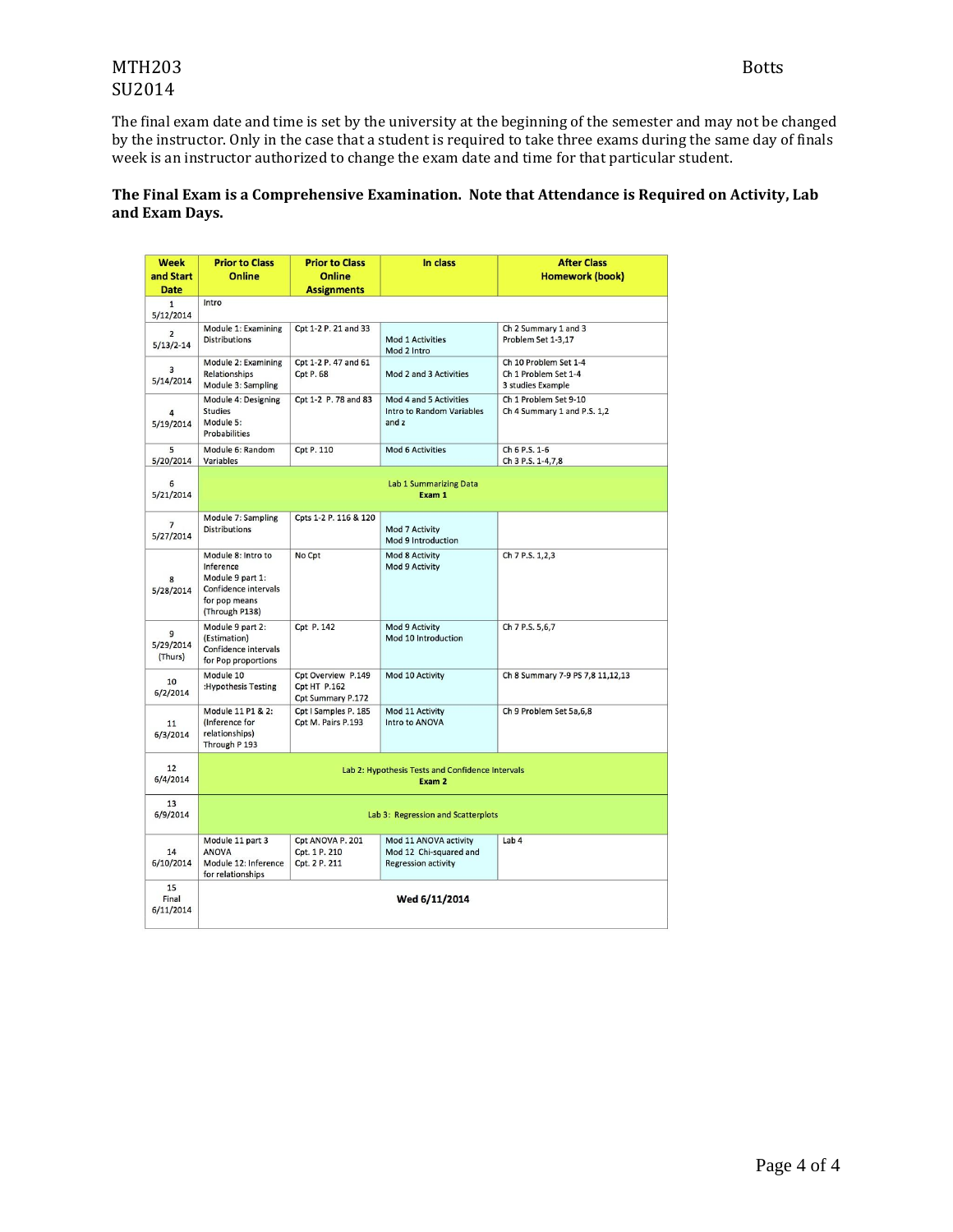The final exam date and time is set by the university at the beginning of the semester and may not be changed by the instructor. Only in the case that a student is required to take three exams during the same day of finals week is an instructor authorized to change the exam date and time for that particular student.

**The Final Exam is a Comprehensive Examination. Note that Attendance is Required on Activity, Lab and Exam Days.**

| Week and Start Date | Prior to Class Online | Prior to Class Online Assignments | In class | After Class Homework (book) |
|---|---|---|---|---|
| 1 5/12/2014 | Intro | | | |
| 2 5/13/2-14 | Module 1: Examining Distributions | Cpt 1-2 P. 21 and 33 | Mod 1 Activities Mod 2 Intro | Ch 2 Summary 1 and 3 Problem Set 1-3,17 |
| 3 5/14/2014 | Module 2: Examining Relationships Module 3: Sampling | Cpt 1-2 P. 47 and 61 Cpt P. 68 | Mod 2 and 3 Activities | Ch 10 Problem Set 1-4 Ch 1 Problem Set 1-4 3 studies Example |
| 4 5/19/2014 | Module 4: Designing Studies Module 5: Probabilities | Cpt 1-2 P. 78 and 83 | Mod 4 and 5 Activities Intro to Random Variables and z | Ch 1 Problem Set 9-10 Ch 4 Summary 1 and P.S. 1,2 |
| 5 5/20/2014 | Module 6: Random Variables | Cpt P. 110 | Mod 6 Activities | Ch 6 P.S. 1-6 Ch 3 P.S. 1-4,7,8 |
| 6 5/21/2014 | Lab 1 Summarizing Data **Exam 1** | | | |
| 7 5/27/2014 | Module 7: Sampling Distributions | Cpts 1-2 P. 116 & 120 | Mod 7 Activity Mod 9 Introduction | |
| 8 5/28/2014 | Module 8: Intro to Inference Module 9 part 1: Confidence intervals for pop means (Through P138) | No Cpt | Mod 8 Activity Mod 9 Activity | Ch 7 P.S. 1,2,3 |
| 9 5/29/2014 (Thurs) | Module 9 part 2: (Estimation) Confidence intervals for Pop proportions | Cpt P. 142 | Mod 9 Activity Mod 10 Introduction | Ch 7 P.S. 5,6,7 |
| 10 6/2/2014 | Module 10 :Hypothesis Testing | Cpt Overview P.149 Cpt HT P.162 Cpt Summary P.172 | Mod 10 Activity | Ch 8 Summary 7-9 PS 7,8 11,12,13 |
| 11 6/3/2014 | Module 11 P1 & 2: (Inference for relationships) Through P 193 | Cpt I Samples P. 185 Cpt M. Pairs P.193 | Mod 11 Activity Intro to ANOVA | Ch 9 Problem Set 5a,6,8 |
| 12 6/4/2014 | Lab 2: Hypothesis Tests and Confidence Intervals **Exam 2** | | | |
| 13 6/9/2014 | Lab 3: Regression and Scatterplots | | | |
| 14 6/10/2014 | Module 11 part 3 ANOVA Module 12: Inference for relationships | Cpt ANOVA P. 201 Cpt. 1 P. 210 Cpt. 2 P. 211 | Mod 11 ANOVA activity Mod 12 Chi-squared and Regression activity | Lab 4 |
| 15 Final 6/11/2014 | **Wed 6/11/2014** | | | |